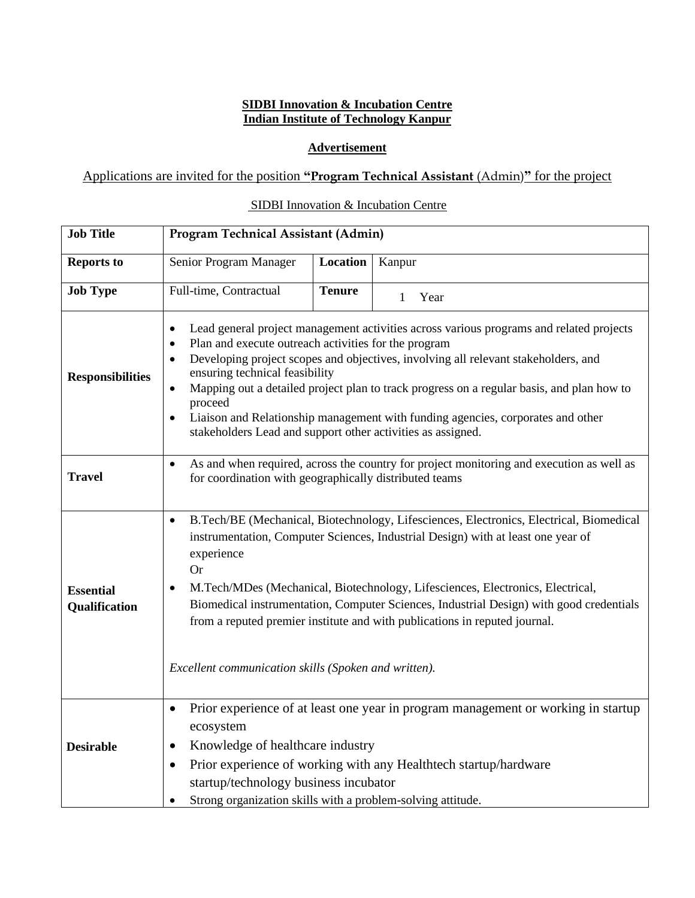**SIDBI Innovation & Incubation Centre**
**Indian Institute of Technology Kanpur**

**Advertisement**

Applications are invited for the position **"Program Technical Assistant** (Admin)**"** for the project

SIDBI Innovation & Incubation Centre

| **Job Title** | **Program Technical Assistant (Admin)** | | |
|---|---|---|---|
| **Reports to** | Senior Program Manager | **Location** | Kanpur |
| **Job Type** | Full-time, Contractual | **Tenure** | 1 Year |
| **Responsibilities** | • Lead general project management activities across various programs and related projects<br>• Plan and execute outreach activities for the program<br>• Developing project scopes and objectives, involving all relevant stakeholders, and ensuring technical feasibility<br>• Mapping out a detailed project plan to track progress on a regular basis, and plan how to proceed<br>• Liaison and Relationship management with funding agencies, corporates and other stakeholders Lead and support other activities as assigned. | | |
| **Travel** | • As and when required, across the country for project monitoring and execution as well as for coordination with geographically distributed teams | | |
| **Essential Qualification** | • B.Tech/BE (Mechanical, Biotechnology, Lifesciences, Electronics, Electrical, Biomedical instrumentation, Computer Sciences, Industrial Design) with at least one year of experience<br>Or<br>• M.Tech/MDes (Mechanical, Biotechnology, Lifesciences, Electronics, Electrical, Biomedical instrumentation, Computer Sciences, Industrial Design) with good credentials from a reputed premier institute and with publications in reputed journal.<br><br>*Excellent communication skills (Spoken and written).* | | |
| **Desirable** | • Prior experience of at least one year in program management or working in startup ecosystem<br>• Knowledge of healthcare industry<br>• Prior experience of working with any Healthtech startup/hardware startup/technology business incubator<br>• Strong organization skills with a problem-solving attitude. | | |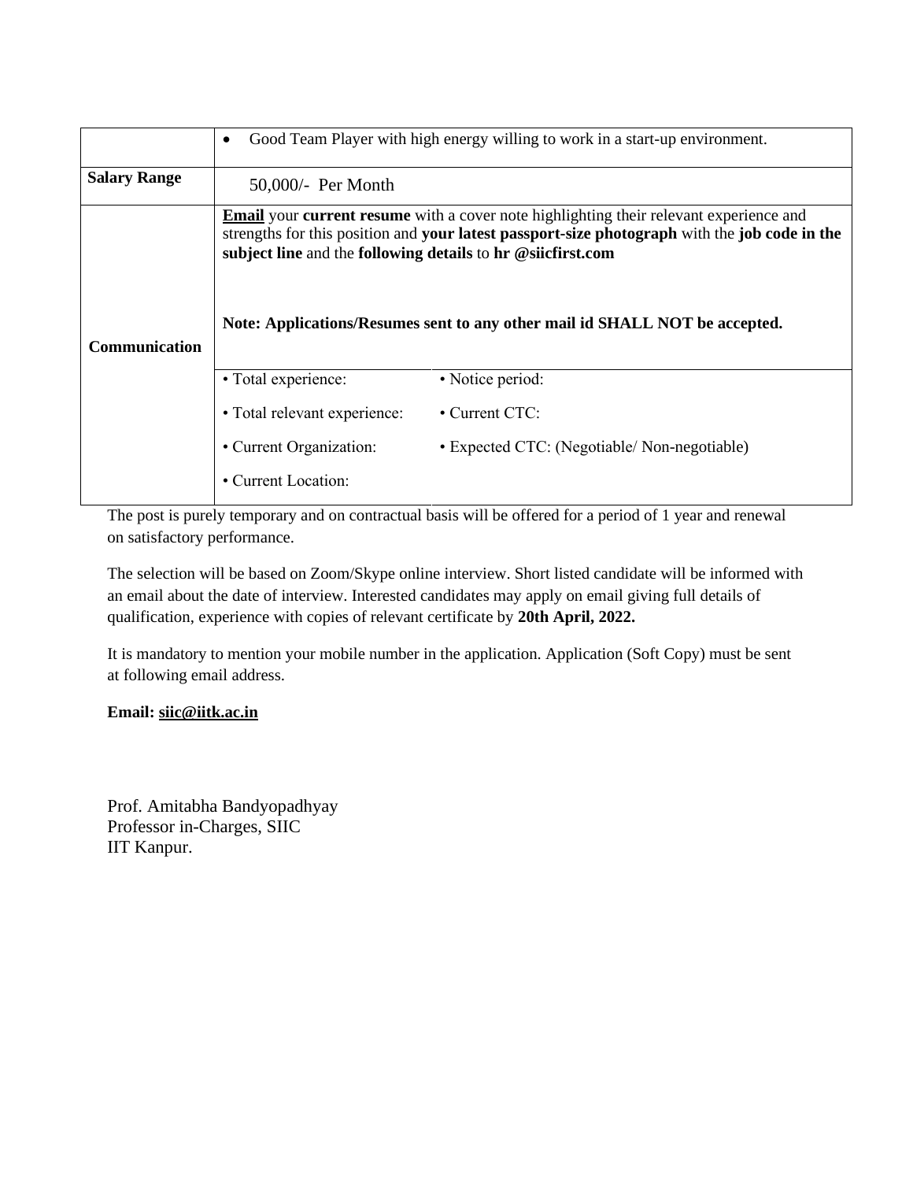| | |
|---|---|
| | • Good Team Player with high energy willing to work in a start-up environment. |
| **Salary Range** | 50,000/- Per Month |
| **Communication** | **Email** your **current resume** with a cover note highlighting their relevant experience and strengths for this position and **your latest passport-size photograph** with the **job code in the subject line** and the **following details** to **hr @siicfirst.com**<br><br>**Note: Applications/Resumes sent to any other mail id SHALL NOT be accepted.**<br><br>• Total experience: • Notice period:<br>• Total relevant experience: • Current CTC:<br>• Current Organization: • Expected CTC: (Negotiable/ Non-negotiable)<br>• Current Location: |

The post is purely temporary and on contractual basis will be offered for a period of 1 year and renewal on satisfactory performance.

The selection will be based on Zoom/Skype online interview. Short listed candidate will be informed with an email about the date of interview. Interested candidates may apply on email giving full details of qualification, experience with copies of relevant certificate by **20th April, 2022.**

It is mandatory to mention your mobile number in the application. Application (Soft Copy) must be sent at following email address.

**Email: siic@iitk.ac.in**

Prof. Amitabha Bandyopadhyay
Professor in-Charges, SIIC
IIT Kanpur.